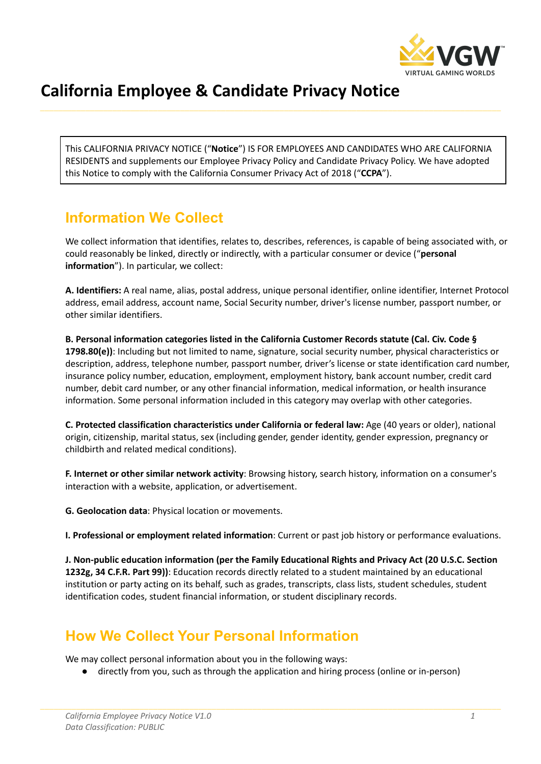# California Employee & Candidate Privacy Notice

This CALIFORNIA PRIVACY NOTICE ("**Notice**") IS FOR EMPLOYEES AND CANDIDATES WHO ARE CALIFORNIA RESIDENTS and supplements our Employee Privacy Policy and Candidate Privacy Policy. We have adopted this Notice to comply with the California Consumer Privacy Act of 2018 ("**CCPA**").

## Information We Collect

We collect information that identifies, relates to, describes, references, is capable of being associated with, or could reasonably be linked, directly or indirectly, with a particular consumer or device ("**personal information**"). In particular, we collect:

**A. Identifiers:** A real name, alias, postal address, unique personal identifier, online identifier, Internet Protocol address, email address, account name, Social Security number, driver's license number, passport number, or other similar identifiers.

**B. Personal information categories listed in the California Customer Records statute (Cal. Civ. Code § 1798.80(e))**: Including but not limited to name, signature, social security number, physical characteristics or description, address, telephone number, passport number, driver's license or state identification card number, insurance policy number, education, employment, employment history, bank account number, credit card number, debit card number, or any other financial information, medical information, or health insurance information. Some personal information included in this category may overlap with other categories.

**C. Protected classification characteristics under California or federal law:** Age (40 years or older), national origin, citizenship, marital status, sex (including gender, gender identity, gender expression, pregnancy or childbirth and related medical conditions).

**F. Internet or other similar network activity**: Browsing history, search history, information on a consumer's interaction with a website, application, or advertisement.

**G. Geolocation data**: Physical location or movements.

**I. Professional or employment related information**: Current or past job history or performance evaluations.

**J. Non-public education information (per the Family Educational Rights and Privacy Act (20 U.S.C. Section 1232g, 34 C.F.R. Part 99))**: Education records directly related to a student maintained by an educational institution or party acting on its behalf, such as grades, transcripts, class lists, student schedules, student identification codes, student financial information, or student disciplinary records.

## How We Collect Your Personal Information

We may collect personal information about you in the following ways:

- directly from you, such as through the application and hiring process (online or in-person)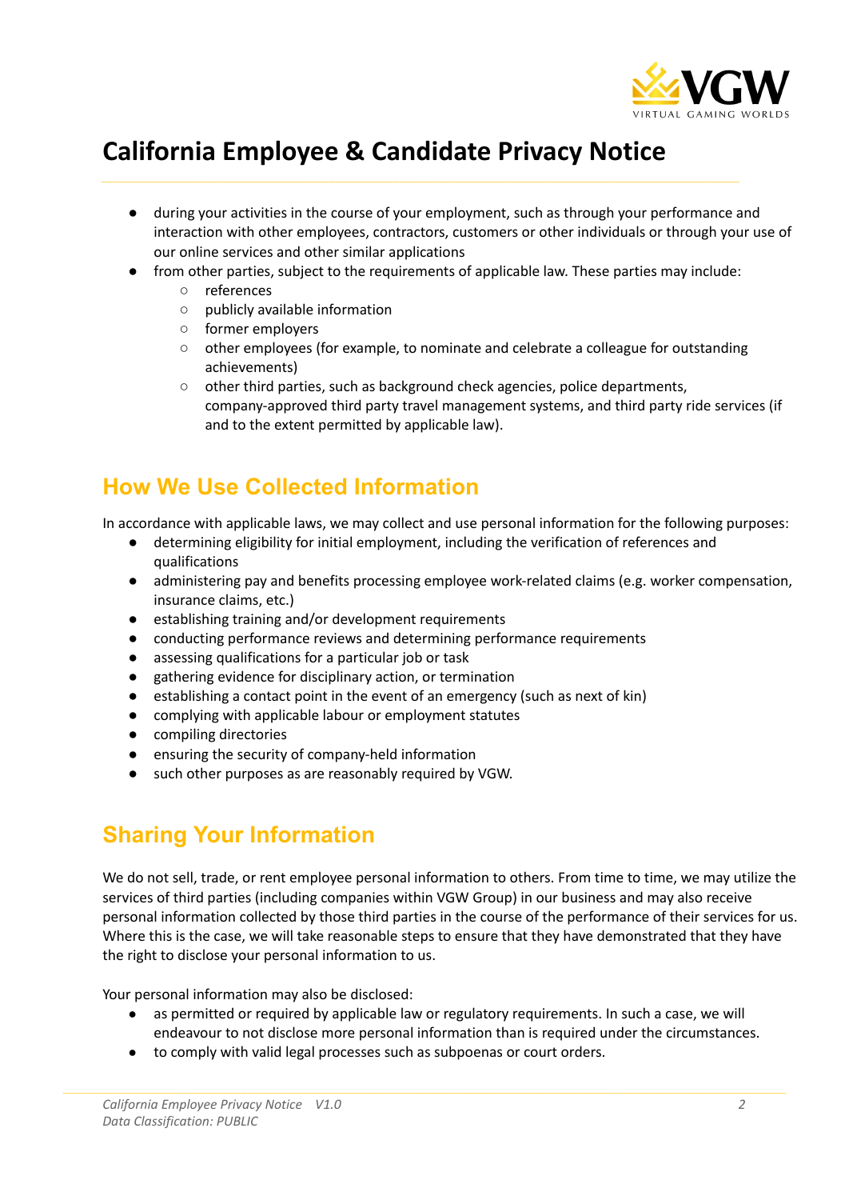- during your activities in the course of your employment, such as through your performance and interaction with other employees, contractors, customers or other individuals or through your use of our online services and other similar applications
- from other parties, subject to the requirements of applicable law. These parties may include:
  - references
  - publicly available information
  - former employers
  - other employees (for example, to nominate and celebrate a colleague for outstanding achievements)
  - other third parties, such as background check agencies, police departments, company-approved third party travel management systems, and third party ride services (if and to the extent permitted by applicable law).

## How We Use Collected Information

In accordance with applicable laws, we may collect and use personal information for the following purposes:

- determining eligibility for initial employment, including the verification of references and qualifications
- administering pay and benefits processing employee work-related claims (e.g. worker compensation, insurance claims, etc.)
- establishing training and/or development requirements
- conducting performance reviews and determining performance requirements
- assessing qualifications for a particular job or task
- gathering evidence for disciplinary action, or termination
- establishing a contact point in the event of an emergency (such as next of kin)
- complying with applicable labour or employment statutes
- compiling directories
- ensuring the security of company-held information
- such other purposes as are reasonably required by VGW.

## Sharing Your Information

We do not sell, trade, or rent employee personal information to others. From time to time, we may utilize the services of third parties (including companies within VGW Group) in our business and may also receive personal information collected by those third parties in the course of the performance of their services for us. Where this is the case, we will take reasonable steps to ensure that they have demonstrated that they have the right to disclose your personal information to us.

Your personal information may also be disclosed:

- as permitted or required by applicable law or regulatory requirements. In such a case, we will endeavour to not disclose more personal information than is required under the circumstances.
- to comply with valid legal processes such as subpoenas or court orders.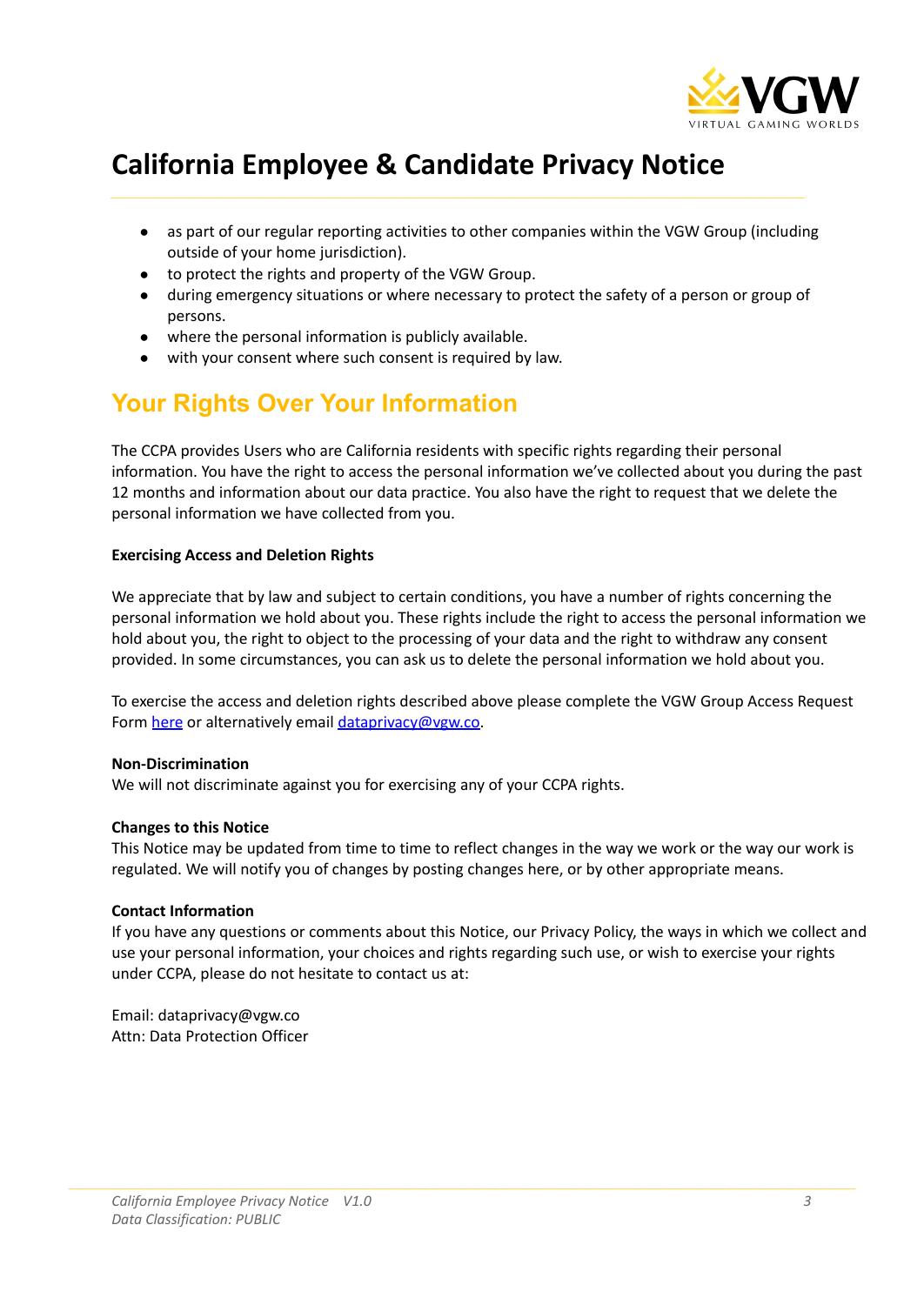- as part of our regular reporting activities to other companies within the VGW Group (including outside of your home jurisdiction).
- to protect the rights and property of the VGW Group.
- during emergency situations or where necessary to protect the safety of a person or group of persons.
- where the personal information is publicly available.
- with your consent where such consent is required by law.

## Your Rights Over Your Information

The CCPA provides Users who are California residents with specific rights regarding their personal information. You have the right to access the personal information we've collected about you during the past 12 months and information about our data practice. You also have the right to request that we delete the personal information we have collected from you.

**Exercising Access and Deletion Rights**

We appreciate that by law and subject to certain conditions, you have a number of rights concerning the personal information we hold about you. These rights include the right to access the personal information we hold about you, the right to object to the processing of your data and the right to withdraw any consent provided. In some circumstances, you can ask us to delete the personal information we hold about you.

To exercise the access and deletion rights described above please complete the VGW Group Access Request Form here or alternatively email dataprivacy@vgw.co.

**Non-Discrimination**

We will not discriminate against you for exercising any of your CCPA rights.

**Changes to this Notice**

This Notice may be updated from time to time to reflect changes in the way we work or the way our work is regulated. We will notify you of changes by posting changes here, or by other appropriate means.

**Contact Information**

If you have any questions or comments about this Notice, our Privacy Policy, the ways in which we collect and use your personal information, your choices and rights regarding such use, or wish to exercise your rights under CCPA, please do not hesitate to contact us at:

Email: dataprivacy@vgw.co
Attn: Data Protection Officer